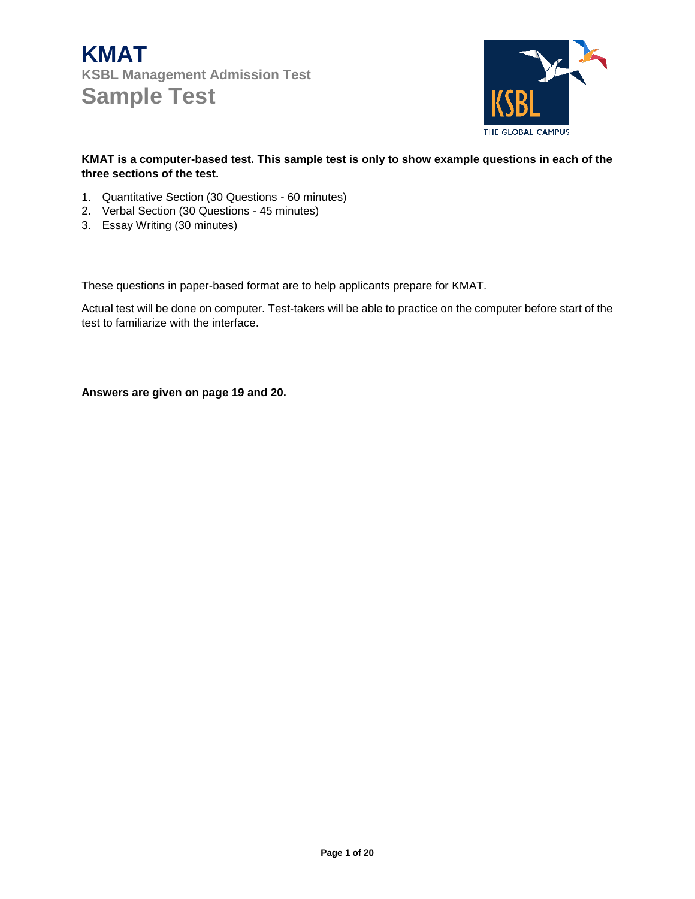# KMAT

## KSBL Management Admission Test

## Sample Test

KSBL
THE GLOBAL CAMPUS

**KMAT is a computer-based test. This sample test is only to show example questions in each of the three sections of the test.**

1. Quantitative Section (30 Questions - 60 minutes)
2. Verbal Section (30 Questions - 45 minutes)
3. Essay Writing (30 minutes)

These questions in paper-based format are to help applicants prepare for KMAT.

Actual test will be done on computer. Test-takers will be able to practice on the computer before start of the test to familiarize with the interface.

**Answers are given on page 19 and 20.**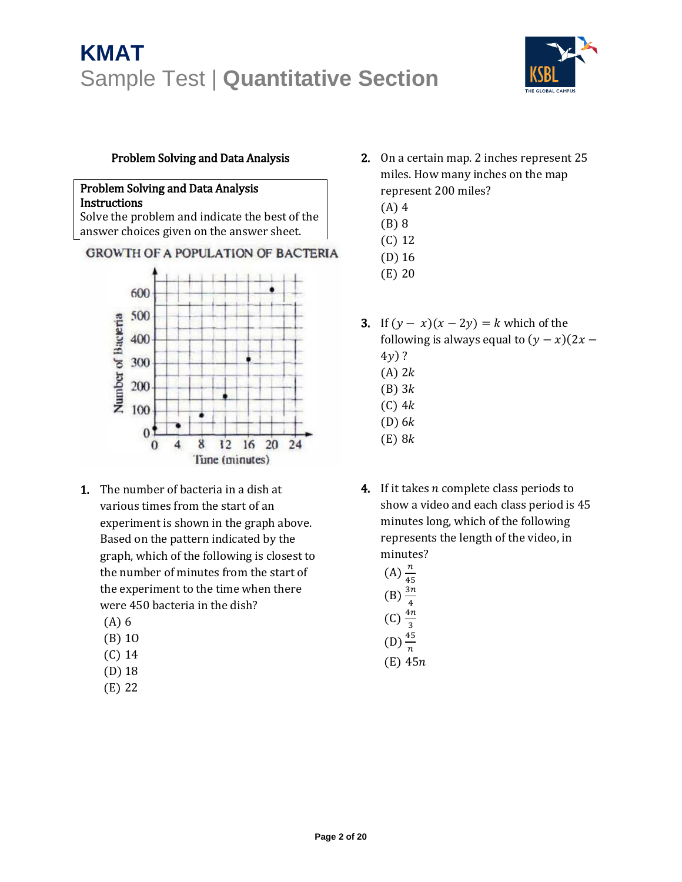### Problem Solving and Data Analysis

**Problem Solving and Data Analysis Instructions**
Solve the problem and indicate the best of the answer choices given on the answer sheet.

GROWTH OF A POPULATION OF BACTERIA

1. The number of bacteria in a dish at various times from the start of an experiment is shown in the graph above. Based on the pattern indicated by the graph, which of the following is closest to the number of minutes from the start of the experiment to the time when there were 450 bacteria in the dish?
(A) 6
(B) 10
(C) 14
(D) 18
(E) 22

2. On a certain map. 2 inches represent 25 miles. How many inches on the map represent 200 miles?
(A) 4
(B) 8
(C) 12
(D) 16
(E) 20

3. If $(y - x)(x - 2y) = k$ which of the following is always equal to $(y - x)(2x - 4y)$ ?
(A) $2k$
(B) $3k$
(C) $4k$
(D) $6k$
(E) $8k$

4. If it takes $n$ complete class periods to show a video and each class period is 45 minutes long, which of the following represents the length of the video, in minutes?
(A) $\frac{n}{45}$
(B) $\frac{3n}{4}$
(C) $\frac{4n}{3}$
(D) $\frac{45}{n}$
(E) $45n$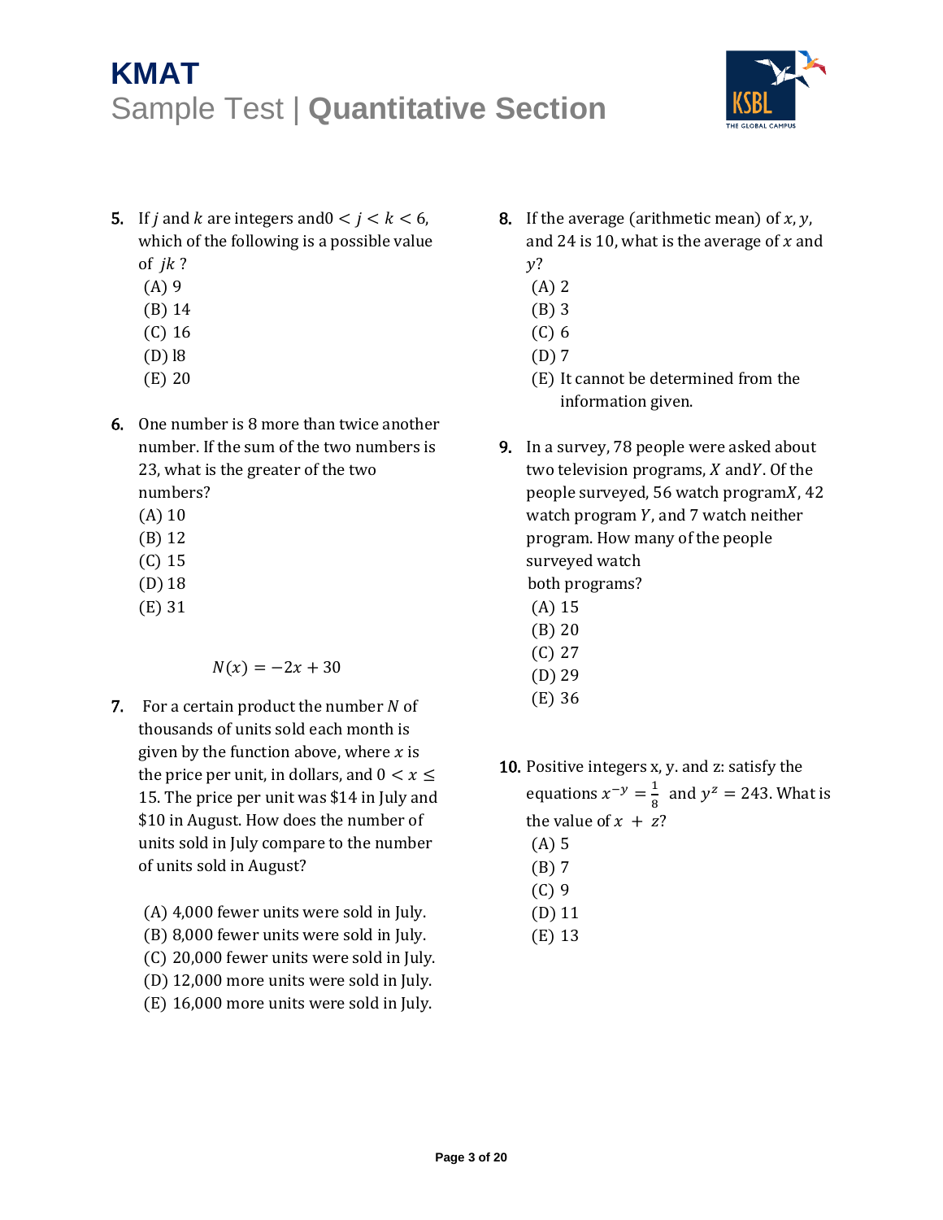5. If $j$ and $k$ are integers and $0 < j < k < 6$, which of the following is a possible value of $jk$ ?
   (A) 9
   (B) 14
   (C) 16
   (D) l8
   (E) 20

6. One number is 8 more than twice another number. If the sum of the two numbers is 23, what is the greater of the two numbers?
   (A) 10
   (B) 12
   (C) 15
   (D) 18
   (E) 31

$$N(x) = -2x + 30$$

7. For a certain product the number $N$ of thousands of units sold each month is given by the function above, where $x$ is the price per unit, in dollars, and $0 < x \leq 15$. The price per unit was \$14 in July and \$10 in August. How does the number of units sold in July compare to the number of units sold in August?
   (A) 4,000 fewer units were sold in July.
   (B) 8,000 fewer units were sold in July.
   (C) 20,000 fewer units were sold in July.
   (D) 12,000 more units were sold in July.
   (E) 16,000 more units were sold in July.

8. If the average (arithmetic mean) of $x$, $y$, and 24 is 10, what is the average of $x$ and $y$?
   (A) 2
   (B) 3
   (C) 6
   (D) 7
   (E) It cannot be determined from the information given.

9. In a survey, 78 people were asked about two television programs, $X$ and $Y$. Of the people surveyed, 56 watch program $X$, 42 watch program $Y$, and 7 watch neither program. How many of the people surveyed watch both programs?
   (A) 15
   (B) 20
   (C) 27
   (D) 29
   (E) 36

10. Positive integers x, y. and z: satisfy the equations $x^{-y} = \frac{1}{8}$ and $y^{z} = 243$. What is the value of $x + z$?
   (A) 5
   (B) 7
   (C) 9
   (D) 11
   (E) 13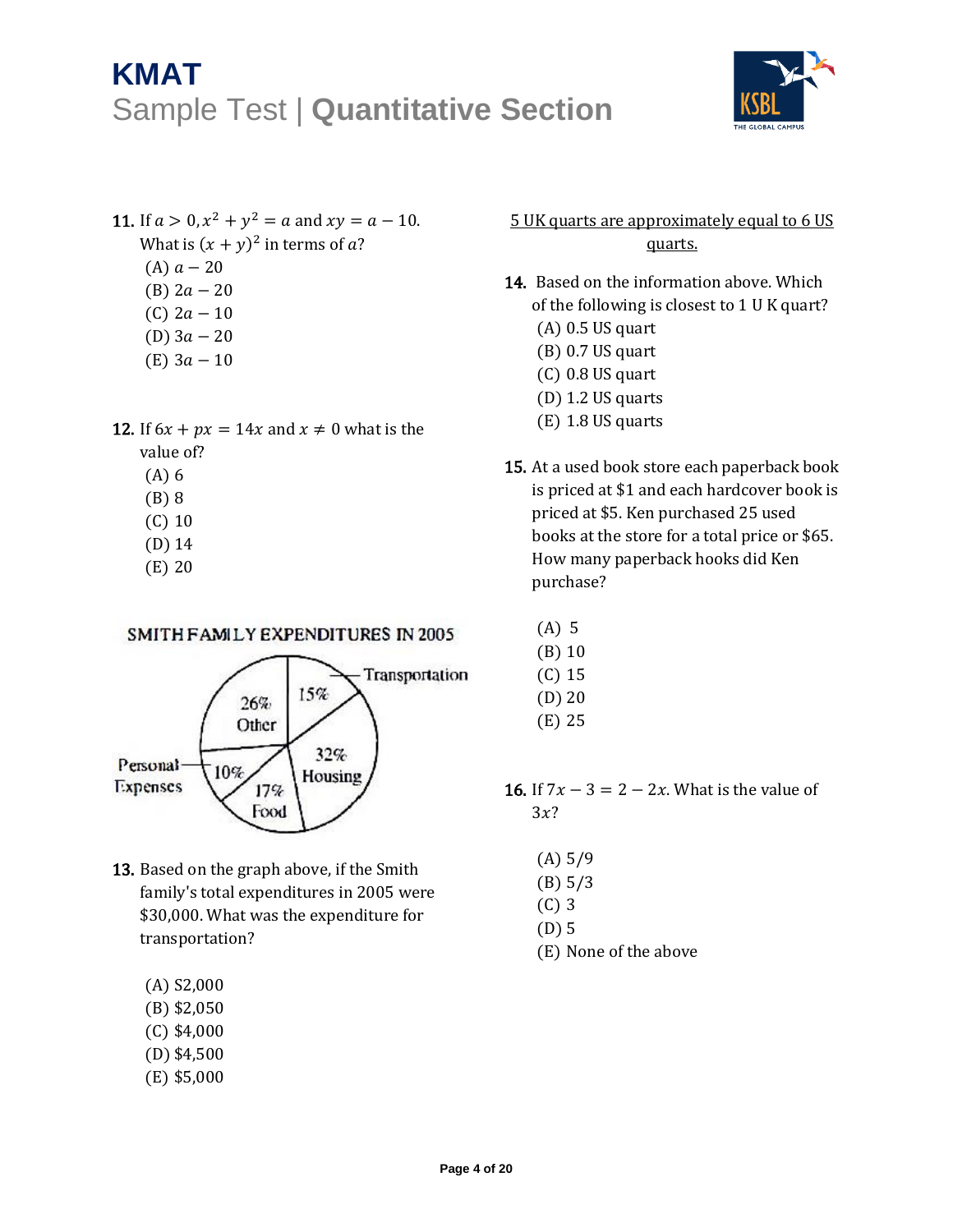11. If $a > 0, x^2 + y^2 = a$ and $xy = a - 10$. What is $(x + y)^2$ in terms of $a$?

  (A) $a - 20$
  (B) $2a - 20$
  (C) $2a - 10$
  (D) $3a - 20$
  (E) $3a - 10$

12. If $6x + px = 14x$ and $x \neq 0$ what is the value of?

  (A) 6
  (B) 8
  (C) 10
  (D) 14
  (E) 20

SMITH FAMILY EXPENDITURES IN 2005

| Category | Percentage |
|---|---|
| Other | 26% |
| Transportation | 15% |
| Housing | 32% |
| Food | 17% |
| Personal Expenses | 10% |

13. Based on the graph above, if the Smith family's total expenditures in 2005 were $30,000. What was the expenditure for transportation?

  (A) S2,000
  (B) $2,050
  (C) $4,000
  (D) $4,500
  (E) $5,000

5 UK quarts are approximately equal to 6 US quarts.

14. Based on the information above. Which of the following is closest to 1 U K quart?

  (A) 0.5 US quart
  (B) 0.7 US quart
  (C) 0.8 US quart
  (D) 1.2 US quarts
  (E) 1.8 US quarts

15. At a used book store each paperback book is priced at $1 and each hardcover book is priced at $5. Ken purchased 25 used books at the store for a total price or $65. How many paperback hooks did Ken purchase?

  (A) 5
  (B) 10
  (C) 15
  (D) 20
  (E) 25

16. If $7x - 3 = 2 - 2x$. What is the value of $3x$?

  (A) 5/9
  (B) 5/3
  (C) 3
  (D) 5
  (E) None of the above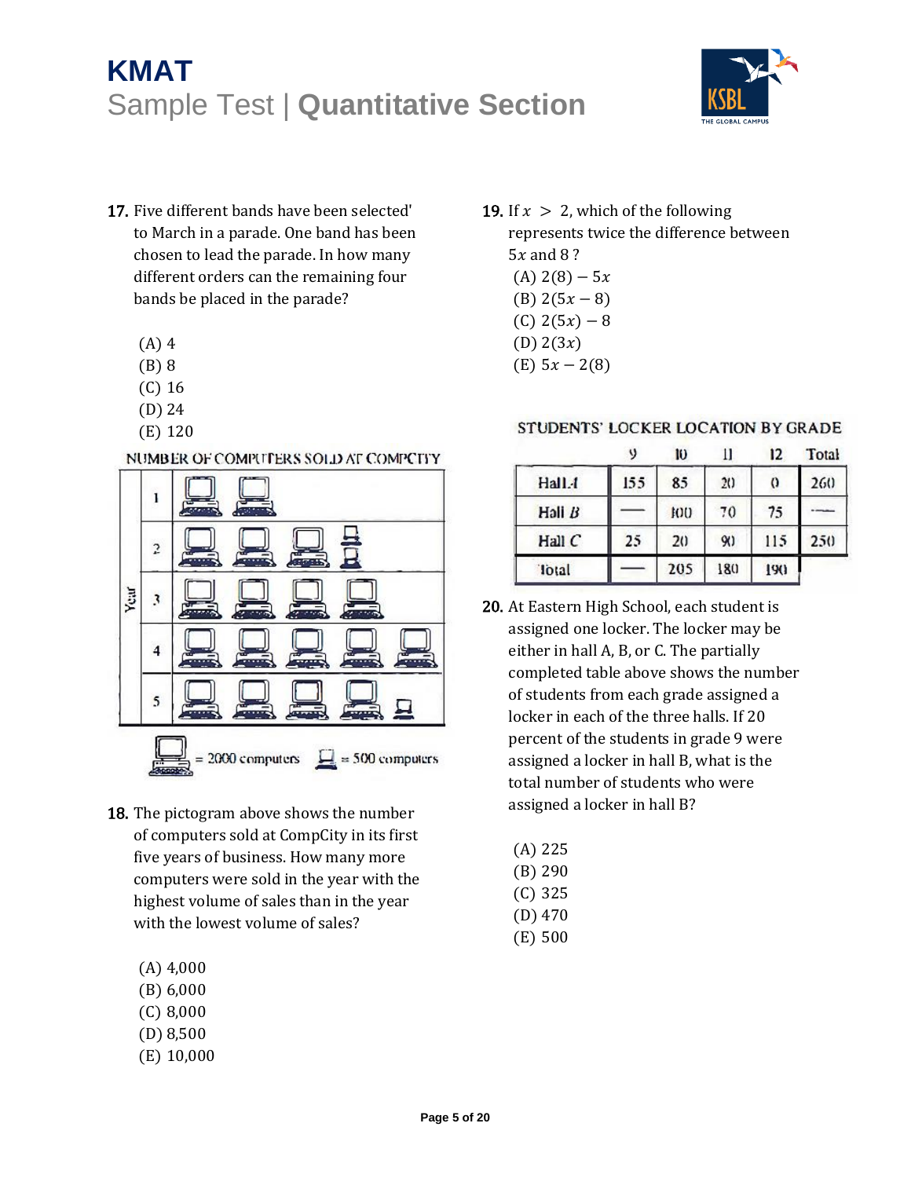# KMAT

## Sample Test | **Quantitative Section**

**17.** Five different bands have been selected' to March in a parade. One band has been chosen to lead the parade. In how many different orders can the remaining four bands be placed in the parade?

(A) 4
(B) 8
(C) 16
(D) 24
(E) 120

NUMBER OF COMPUTERS SOLD AT COMPCITY

| Year | |
|---|---|
| 1 | 2 large computer icons |
| 2 | 3 large computer icons, 2 small computer icons |
| 3 | 4 large computer icons |
| 4 | 5 large computer icons |
| 5 | 4 large computer icons, 1 small computer icon |

Large computer icon = 2000 computers; small computer icon = 500 computers

**18.** The pictogram above shows the number of computers sold at CompCity in its first five years of business. How many more computers were sold in the year with the highest volume of sales than in the year with the lowest volume of sales?

(A) 4,000
(B) 6,000
(C) 8,000
(D) 8,500
(E) 10,000

**19.** If $x > 2$, which of the following represents twice the difference between $5x$ and 8 ?

(A) $2(8) - 5x$
(B) $2(5x - 8)$
(C) $2(5x) - 8$
(D) $2(3x)$
(E) $5x - 2(8)$

STUDENTS' LOCKER LOCATION BY GRADE

| | 9 | 10 | 11 | 12 | Total |
|---|---|---|---|---|---|
| Hall *A* | 155 | 85 | 20 | 0 | 260 |
| Hall *B* | — | 100 | 70 | 75 | — |
| Hall *C* | 25 | 20 | 90 | 115 | 250 |
| Total | — | 205 | 180 | 190 | |

**20.** At Eastern High School, each student is assigned one locker. The locker may be either in hall A, B, or C. The partially completed table above shows the number of students from each grade assigned a locker in each of the three halls. If 20 percent of the students in grade 9 were assigned a locker in hall B, what is the total number of students who were assigned a locker in hall B?

(A) 225
(B) 290
(C) 325
(D) 470
(E) 500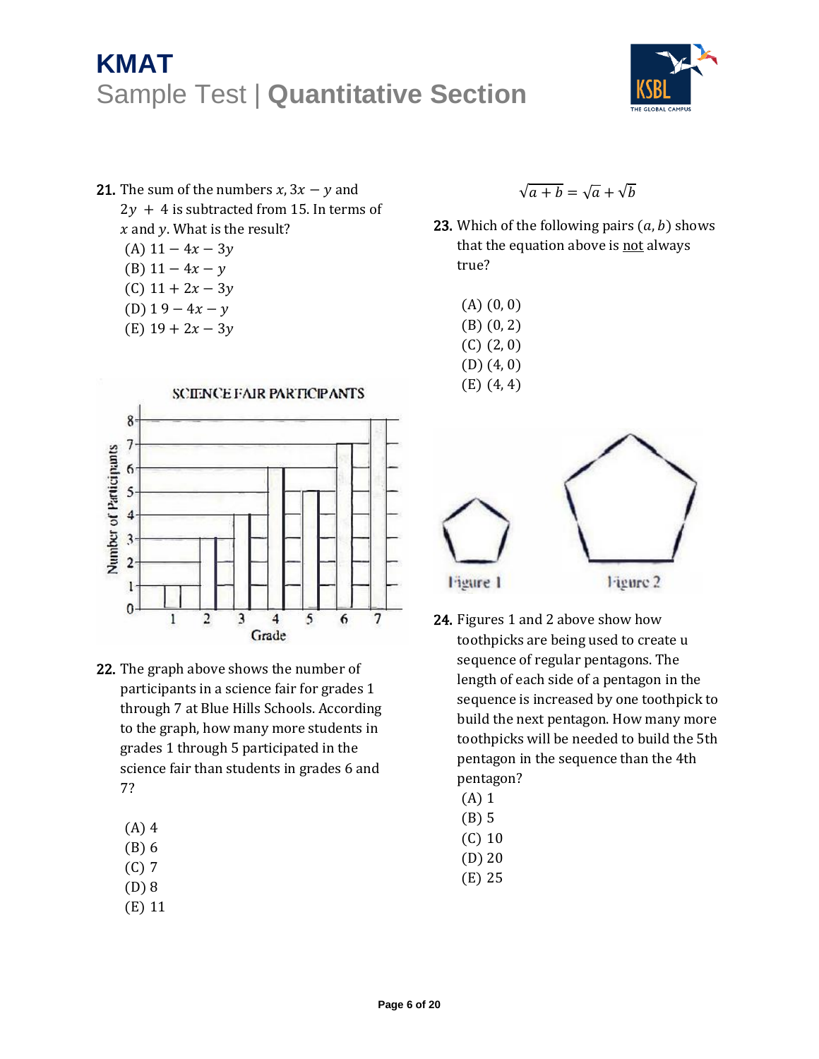**21.** The sum of the numbers $x$, $3x - y$ and $2y + 4$ is subtracted from 15. In terms of $x$ and $y$. What is the result?

(A) $11 - 4x - 3y$
(B) $11 - 4x - y$
(C) $11 + 2x - 3y$
(D) $19 - 4x - y$
(E) $19 + 2x - 3y$

SCIENCE FAIR PARTICIPANTS

**22.** The graph above shows the number of participants in a science fair for grades 1 through 7 at Blue Hills Schools. According to the graph, how many more students in grades 1 through 5 participated in the science fair than students in grades 6 and 7?

(A) 4
(B) 6
(C) 7
(D) 8
(E) 11

$$\sqrt{a+b} = \sqrt{a} + \sqrt{b}$$

**23.** Which of the following pairs $(a, b)$ shows that the equation above is not always true?

(A) $(0, 0)$
(B) $(0, 2)$
(C) $(2, 0)$
(D) $(4, 0)$
(E) $(4, 4)$

Figure 1 Figure 2

**24.** Figures 1 and 2 above show how toothpicks are being used to create u sequence of regular pentagons. The length of each side of a pentagon in the sequence is increased by one toothpick to build the next pentagon. How many more toothpicks will be needed to build the 5th pentagon in the sequence than the 4th pentagon?

(A) 1
(B) 5
(C) 10
(D) 20
(E) 25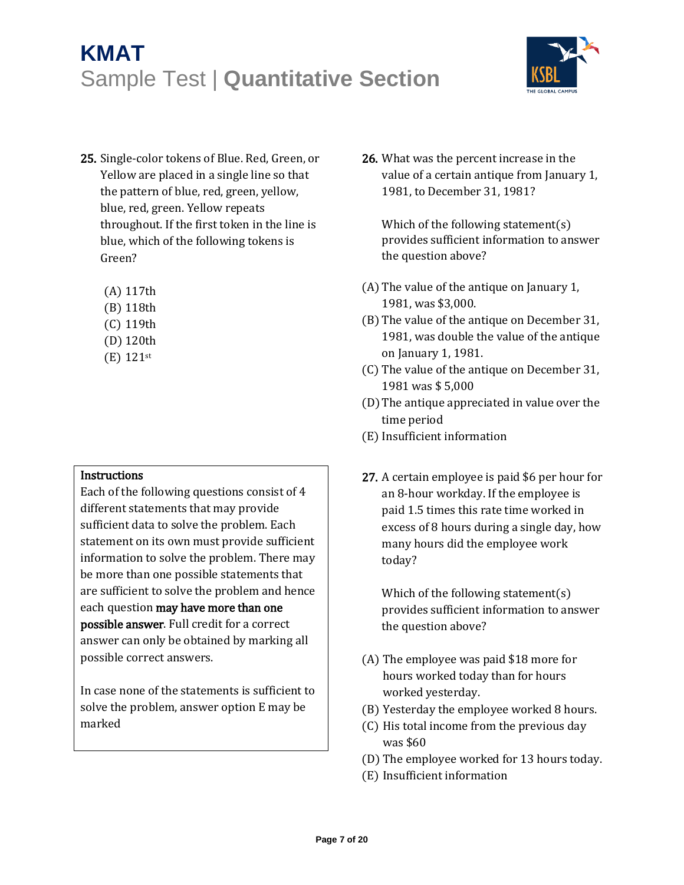**25.** Single-color tokens of Blue. Red, Green, or Yellow are placed in a single line so that the pattern of blue, red, green, yellow, blue, red, green. Yellow repeats throughout. If the first token in the line is blue, which of the following tokens is Green?

(A) 117th
(B) 118th
(C) 119th
(D) 120th
(E) 121st

**Instructions**
Each of the following questions consist of 4 different statements that may provide sufficient data to solve the problem. Each statement on its own must provide sufficient information to solve the problem. There may be more than one possible statements that are sufficient to solve the problem and hence each question **may have more than one possible answer**. Full credit for a correct answer can only be obtained by marking all possible correct answers.

In case none of the statements is sufficient to solve the problem, answer option E may be marked

**26.** What was the percent increase in the value of a certain antique from January 1, 1981, to December 31, 1981?

Which of the following statement(s) provides sufficient information to answer the question above?

(A) The value of the antique on January 1, 1981, was $3,000.
(B) The value of the antique on December 31, 1981, was double the value of the antique on January 1, 1981.
(C) The value of the antique on December 31, 1981 was $ 5,000
(D) The antique appreciated in value over the time period
(E) Insufficient information

**27.** A certain employee is paid $6 per hour for an 8-hour workday. If the employee is paid 1.5 times this rate time worked in excess of 8 hours during a single day, how many hours did the employee work today?

Which of the following statement(s) provides sufficient information to answer the question above?

(A) The employee was paid $18 more for hours worked today than for hours worked yesterday.
(B) Yesterday the employee worked 8 hours.
(C) His total income from the previous day was $60
(D) The employee worked for 13 hours today.
(E) Insufficient information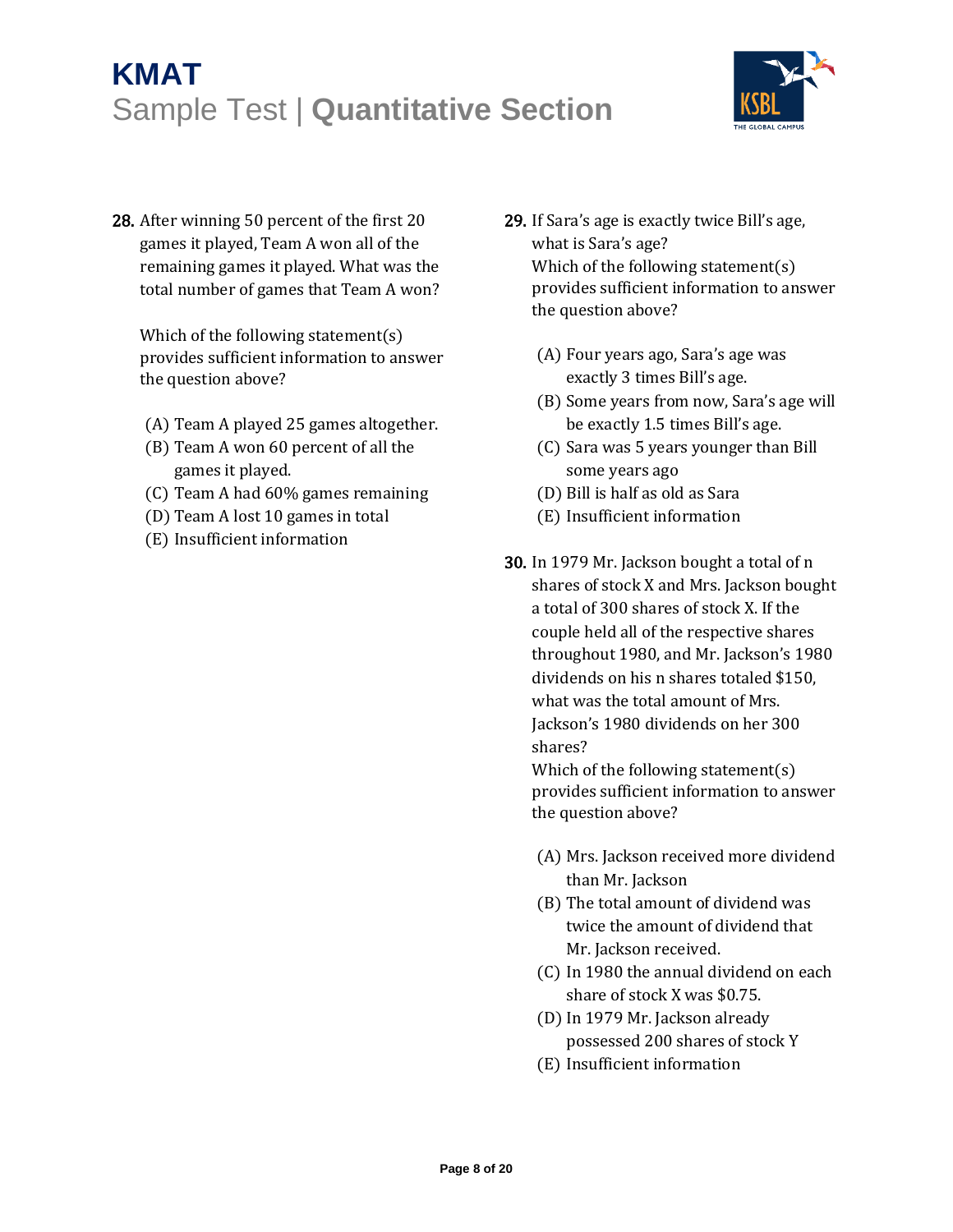28. After winning 50 percent of the first 20 games it played, Team A won all of the remaining games it played. What was the total number of games that Team A won?

    Which of the following statement(s) provides sufficient information to answer the question above?

    (A) Team A played 25 games altogether.
    (B) Team A won 60 percent of all the games it played.
    (C) Team A had 60% games remaining
    (D) Team A lost 10 games in total
    (E) Insufficient information

29. If Sara's age is exactly twice Bill's age, what is Sara's age?
    Which of the following statement(s) provides sufficient information to answer the question above?

    (A) Four years ago, Sara's age was exactly 3 times Bill's age.
    (B) Some years from now, Sara's age will be exactly 1.5 times Bill's age.
    (C) Sara was 5 years younger than Bill some years ago
    (D) Bill is half as old as Sara
    (E) Insufficient information

30. In 1979 Mr. Jackson bought a total of n shares of stock X and Mrs. Jackson bought a total of 300 shares of stock X. If the couple held all of the respective shares throughout 1980, and Mr. Jackson's 1980 dividends on his n shares totaled $150, what was the total amount of Mrs. Jackson's 1980 dividends on her 300 shares?
    Which of the following statement(s) provides sufficient information to answer the question above?

    (A) Mrs. Jackson received more dividend than Mr. Jackson
    (B) The total amount of dividend was twice the amount of dividend that Mr. Jackson received.
    (C) In 1980 the annual dividend on each share of stock X was $0.75.
    (D) In 1979 Mr. Jackson already possessed 200 shares of stock Y
    (E) Insufficient information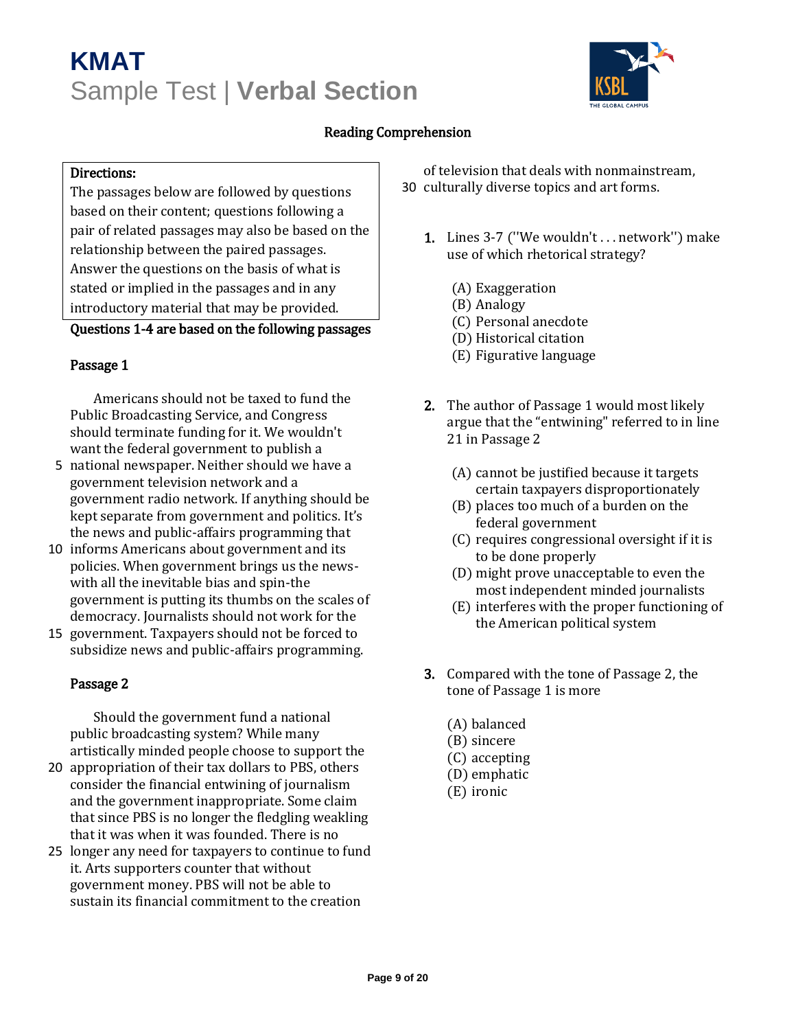## Reading Comprehension

**Directions:**
The passages below are followed by questions based on their content; questions following a pair of related passages may also be based on the relationship between the paired passages. Answer the questions on the basis of what is stated or implied in the passages and in any introductory material that may be provided.

**Questions 1-4 are based on the following passages**

**Passage 1**

Americans should not be taxed to fund the Public Broadcasting Service, and Congress should terminate funding for it. We wouldn't want the federal government to publish a national newspaper. Neither should we have a government television network and a government radio network. If anything should be kept separate from government and politics. It's the news and public-affairs programming that informs Americans about government and its policies. When government brings us the news-with all the inevitable bias and spin-the government is putting its thumbs on the scales of democracy. Journalists should not work for the government. Taxpayers should not be forced to subsidize news and public-affairs programming.

**Passage 2**

Should the government fund a national public broadcasting system? While many artistically minded people choose to support the appropriation of their tax dollars to PBS, others consider the financial entwining of journalism and the government inappropriate. Some claim that since PBS is no longer the fledgling weakling that it was when it was founded. There is no longer any need for taxpayers to continue to fund it. Arts supporters counter that without government money. PBS will not be able to sustain its financial commitment to the creation of television that deals with nonmainstream, culturally diverse topics and art forms.

1. Lines 3-7 (''We wouldn't . . . network'') make use of which rhetorical strategy?

   (A) Exaggeration
   (B) Analogy
   (C) Personal anecdote
   (D) Historical citation
   (E) Figurative language

2. The author of Passage 1 would most likely argue that the "entwining" referred to in line 21 in Passage 2

   (A) cannot be justified because it targets certain taxpayers disproportionately
   (B) places too much of a burden on the federal government
   (C) requires congressional oversight if it is to be done properly
   (D) might prove unacceptable to even the most independent minded journalists
   (E) interferes with the proper functioning of the American political system

3. Compared with the tone of Passage 2, the tone of Passage 1 is more

   (A) balanced
   (B) sincere
   (C) accepting
   (D) emphatic
   (E) ironic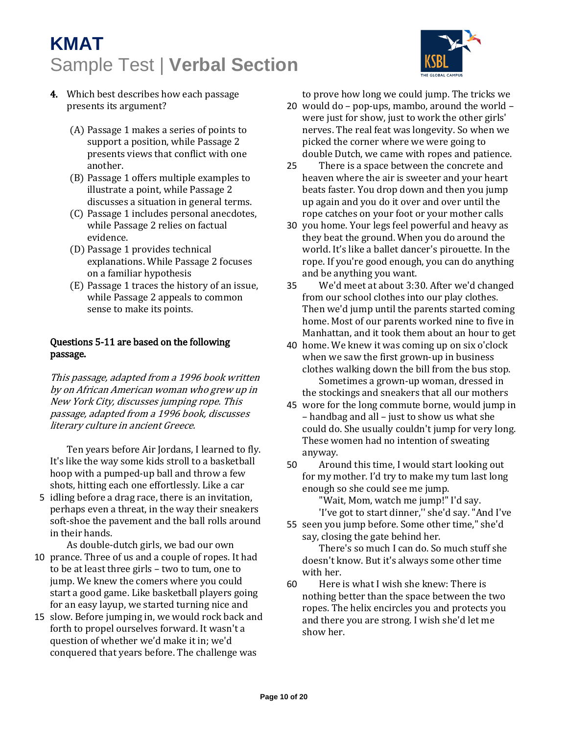**4.** Which best describes how each passage presents its argument?

(A) Passage 1 makes a series of points to support a position, while Passage 2 presents views that conflict with one another.

(B) Passage 1 offers multiple examples to illustrate a point, while Passage 2 discusses a situation in general terms.

(C) Passage 1 includes personal anecdotes, while Passage 2 relies on factual evidence.

(D) Passage 1 provides technical explanations. While Passage 2 focuses on a familiar hypothesis

(E) Passage 1 traces the history of an issue, while Passage 2 appeals to common sense to make its points.

**Questions 5-11 are based on the following passage.**

*This passage, adapted from a 1996 book written by on African American woman who grew up in New York City, discusses jumping rope. This passage, adapted from a 1996 book, discusses literary culture in ancient Greece.*

Ten years before Air Jordans, I learned to fly. It's like the way some kids stroll to a basketball hoop with a pumped-up ball and throw a few shots, hitting each one effortlessly. Like a car idling before a drag race, there is an invitation, perhaps even a threat, in the way their sneakers soft-shoe the pavement and the ball rolls around in their hands.

As double-dutch girls, we bad our own prance. Three of us and a couple of ropes. It had to be at least three girls – two to tum, one to jump. We knew the comers where you could start a good game. Like basketball players going for an easy layup, we started turning nice and slow. Before jumping in, we would rock back and forth to propel ourselves forward. It wasn't a question of whether we'd make it in; we'd conquered that years before. The challenge was to prove how long we could jump. The tricks we would do – pop-ups, mambo, around the world – were just for show, just to work the other girls' nerves. The real feat was longevity. So when we picked the corner where we were going to double Dutch, we came with ropes and patience.

There is a space between the concrete and heaven where the air is sweeter and your heart beats faster. You drop down and then you jump up again and you do it over and over until the rope catches on your foot or your mother calls you home. Your legs feel powerful and heavy as they beat the ground. When you do around the world. It's like a ballet dancer's pirouette. In the rope. If you're good enough, you can do anything and be anything you want.

We'd meet at about 3:30. After we'd changed from our school clothes into our play clothes. Then we'd jump until the parents started coming home. Most of our parents worked nine to five in Manhattan, and it took them about an hour to get home. We knew it was coming up on six o'clock when we saw the first grown-up in business clothes walking down the bill from the bus stop.

Sometimes a grown-up woman, dressed in the stockings and sneakers that all our mothers wore for the long commute borne, would jump in – handbag and all – just to show us what she could do. She usually couldn't jump for very long. These women had no intention of sweating anyway.

Around this time, I would start looking out for my mother. I'd try to make my tum last long enough so she could see me jump.

"Wait, Mom, watch me jump!" I'd say.

'I've got to start dinner,'' she'd say. "And I've seen you jump before. Some other time," she'd say, closing the gate behind her.

There's so much I can do. So much stuff she doesn't know. But it's always some other time with her.

Here is what I wish she knew: There is nothing better than the space between the two ropes. The helix encircles you and protects you and there you are strong. I wish she'd let me show her.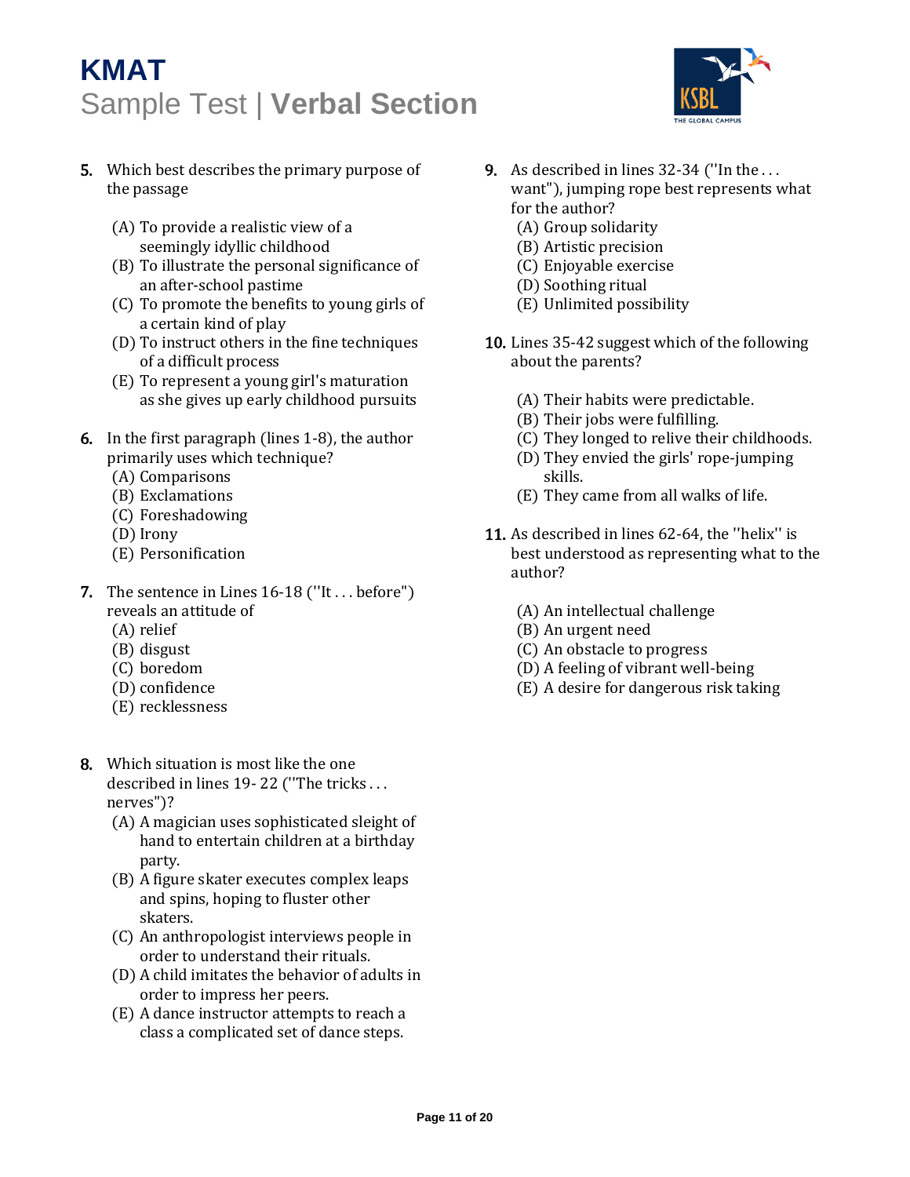5. Which best describes the primary purpose of the passage

   (A) To provide a realistic view of a seemingly idyllic childhood
   (B) To illustrate the personal significance of an after-school pastime
   (C) To promote the benefits to young girls of a certain kind of play
   (D) To instruct others in the fine techniques of a difficult process
   (E) To represent a young girl's maturation as she gives up early childhood pursuits

6. In the first paragraph (lines 1-8), the author primarily uses which technique?
   (A) Comparisons
   (B) Exclamations
   (C) Foreshadowing
   (D) Irony
   (E) Personification

7. The sentence in Lines 16-18 (''It . . . before") reveals an attitude of
   (A) relief
   (B) disgust
   (C) boredom
   (D) confidence
   (E) recklessness

8. Which situation is most like the one described in lines 19- 22 (''The tricks . . . nerves")?
   (A) A magician uses sophisticated sleight of hand to entertain children at a birthday party.
   (B) A figure skater executes complex leaps and spins, hoping to fluster other skaters.
   (C) An anthropologist interviews people in order to understand their rituals.
   (D) A child imitates the behavior of adults in order to impress her peers.
   (E) A dance instructor attempts to reach a class a complicated set of dance steps.

9. As described in lines 32-34 (''In the . . . want"), jumping rope best represents what for the author?
   (A) Group solidarity
   (B) Artistic precision
   (C) Enjoyable exercise
   (D) Soothing ritual
   (E) Unlimited possibility

10. Lines 35-42 suggest which of the following about the parents?

    (A) Their habits were predictable.
    (B) Their jobs were fulfilling.
    (C) They longed to relive their childhoods.
    (D) They envied the girls' rope-jumping skills.
    (E) They came from all walks of life.

11. As described in lines 62-64, the ''helix'' is best understood as representing what to the author?

    (A) An intellectual challenge
    (B) An urgent need
    (C) An obstacle to progress
    (D) A feeling of vibrant well-being
    (E) A desire for dangerous risk taking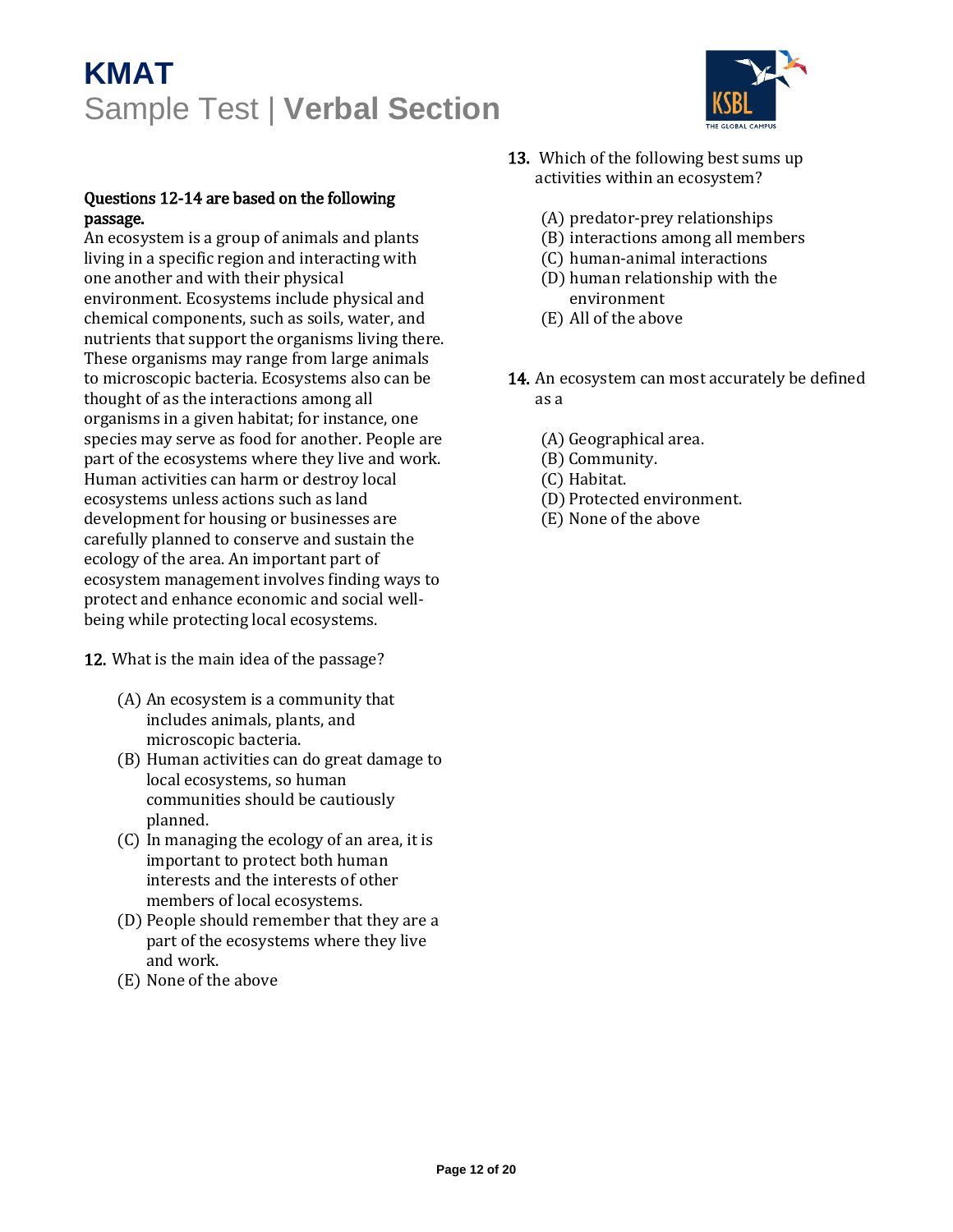**Questions 12-14 are based on the following passage.**

An ecosystem is a group of animals and plants living in a specific region and interacting with one another and with their physical environment. Ecosystems include physical and chemical components, such as soils, water, and nutrients that support the organisms living there. These organisms may range from large animals to microscopic bacteria. Ecosystems also can be thought of as the interactions among all organisms in a given habitat; for instance, one species may serve as food for another. People are part of the ecosystems where they live and work. Human activities can harm or destroy local ecosystems unless actions such as land development for housing or businesses are carefully planned to conserve and sustain the ecology of the area. An important part of ecosystem management involves finding ways to protect and enhance economic and social well-being while protecting local ecosystems.

**12.** What is the main idea of the passage?

(A) An ecosystem is a community that includes animals, plants, and microscopic bacteria.
(B) Human activities can do great damage to local ecosystems, so human communities should be cautiously planned.
(C) In managing the ecology of an area, it is important to protect both human interests and the interests of other members of local ecosystems.
(D) People should remember that they are a part of the ecosystems where they live and work.
(E) None of the above

**13.** Which of the following best sums up activities within an ecosystem?

(A) predator-prey relationships
(B) interactions among all members
(C) human-animal interactions
(D) human relationship with the environment
(E) All of the above

**14.** An ecosystem can most accurately be defined as a

(A) Geographical area.
(B) Community.
(C) Habitat.
(D) Protected environment.
(E) None of the above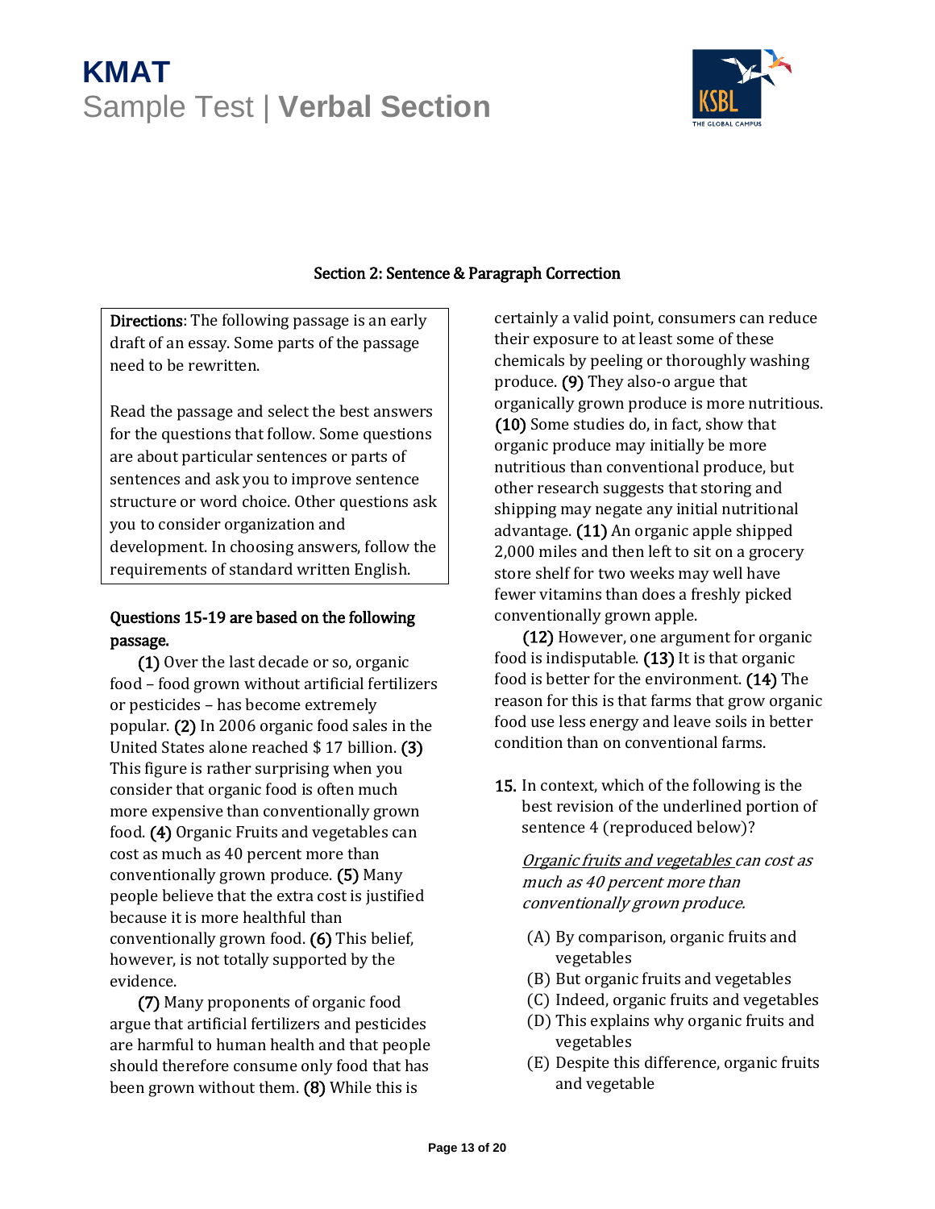## Section 2: Sentence & Paragraph Correction

**Directions**: The following passage is an early draft of an essay. Some parts of the passage need to be rewritten.

Read the passage and select the best answers for the questions that follow. Some questions are about particular sentences or parts of sentences and ask you to improve sentence structure or word choice. Other questions ask you to consider organization and development. In choosing answers, follow the requirements of standard written English.

**Questions 15-19 are based on the following passage.**

**(1)** Over the last decade or so, organic food – food grown without artificial fertilizers or pesticides – has become extremely popular. **(2)** In 2006 organic food sales in the United States alone reached $ 17 billion. **(3)** This figure is rather surprising when you consider that organic food is often much more expensive than conventionally grown food. **(4)** Organic Fruits and vegetables can cost as much as 40 percent more than conventionally grown produce. **(5)** Many people believe that the extra cost is justified because it is more healthful than conventionally grown food. **(6)** This belief, however, is not totally supported by the evidence.

**(7)** Many proponents of organic food argue that artificial fertilizers and pesticides are harmful to human health and that people should therefore consume only food that has been grown without them. **(8)** While this is certainly a valid point, consumers can reduce their exposure to at least some of these chemicals by peeling or thoroughly washing produce. **(9)** They also-o argue that organically grown produce is more nutritious. **(10)** Some studies do, in fact, show that organic produce may initially be more nutritious than conventional produce, but other research suggests that storing and shipping may negate any initial nutritional advantage. **(11)** An organic apple shipped 2,000 miles and then left to sit on a grocery store shelf for two weeks may well have fewer vitamins than does a freshly picked conventionally grown apple.

**(12)** However, one argument for organic food is indisputable. **(13)** It is that organic food is better for the environment. **(14)** The reason for this is that farms that grow organic food use less energy and leave soils in better condition than on conventional farms.

**15.** In context, which of the following is the best revision of the underlined portion of sentence 4 (reproduced below)?

*Organic fruits and vegetables can cost as much as 40 percent more than conventionally grown produce.*

(A) By comparison, organic fruits and vegetables
(B) But organic fruits and vegetables
(C) Indeed, organic fruits and vegetables
(D) This explains why organic fruits and vegetables
(E) Despite this difference, organic fruits and vegetable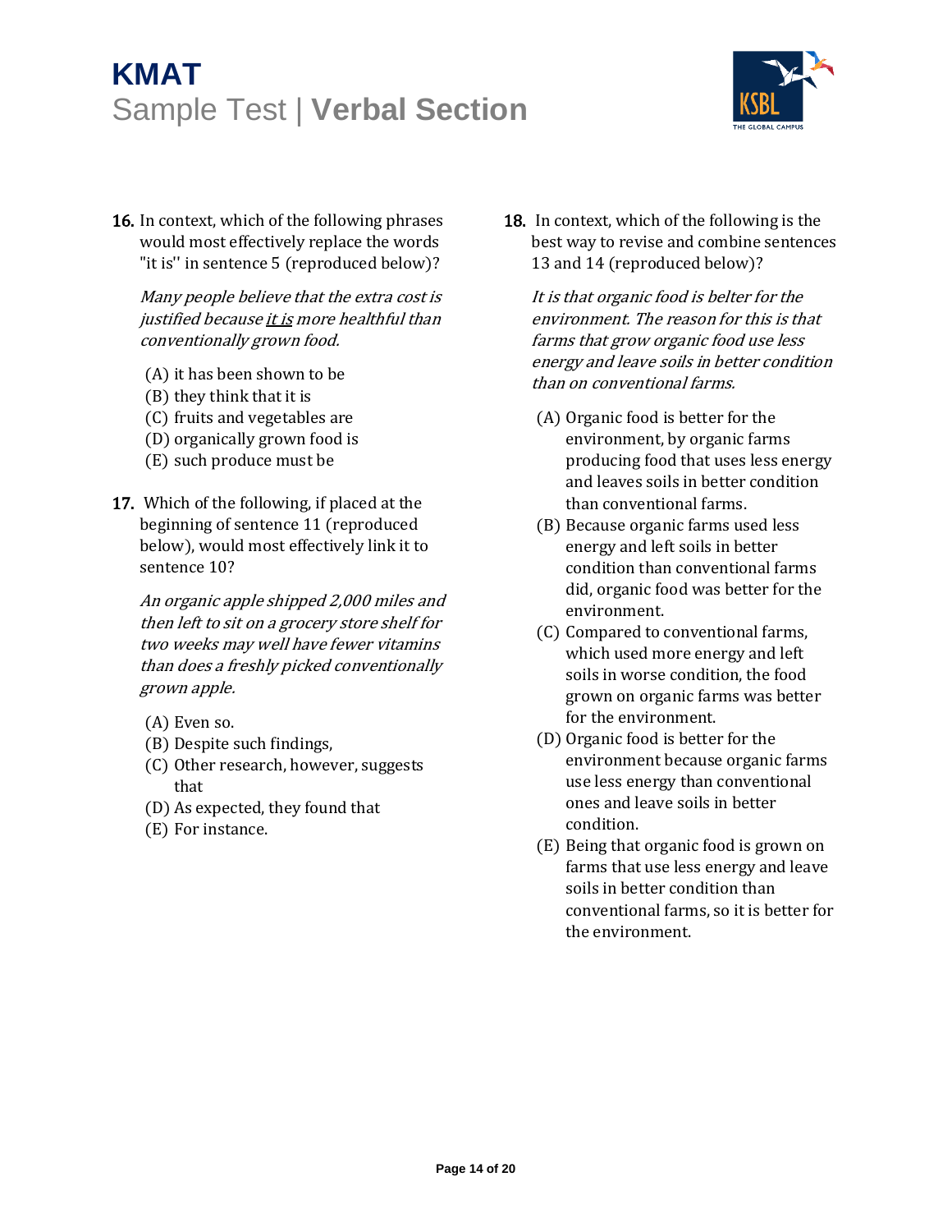**16.** In context, which of the following phrases would most effectively replace the words "it is'' in sentence 5 (reproduced below)?

*Many people believe that the extra cost is justified because <u>it is</u> more healthful than conventionally grown food.*

(A) it has been shown to be
(B) they think that it is
(C) fruits and vegetables are
(D) organically grown food is
(E) such produce must be

**17.** Which of the following, if placed at the beginning of sentence 11 (reproduced below), would most effectively link it to sentence 10?

*An organic apple shipped 2,000 miles and then left to sit on a grocery store shelf for two weeks may well have fewer vitamins than does a freshly picked conventionally grown apple.*

(A) Even so.
(B) Despite such findings,
(C) Other research, however, suggests that
(D) As expected, they found that
(E) For instance.

**18.** In context, which of the following is the best way to revise and combine sentences 13 and 14 (reproduced below)?

*It is that organic food is belter for the environment. The reason for this is that farms that grow organic food use less energy and leave soils in better condition than on conventional farms.*

(A) Organic food is better for the environment, by organic farms producing food that uses less energy and leaves soils in better condition than conventional farms.
(B) Because organic farms used less energy and left soils in better condition than conventional farms did, organic food was better for the environment.
(C) Compared to conventional farms, which used more energy and left soils in worse condition, the food grown on organic farms was better for the environment.
(D) Organic food is better for the environment because organic farms use less energy than conventional ones and leave soils in better condition.
(E) Being that organic food is grown on farms that use less energy and leave soils in better condition than conventional farms, so it is better for the environment.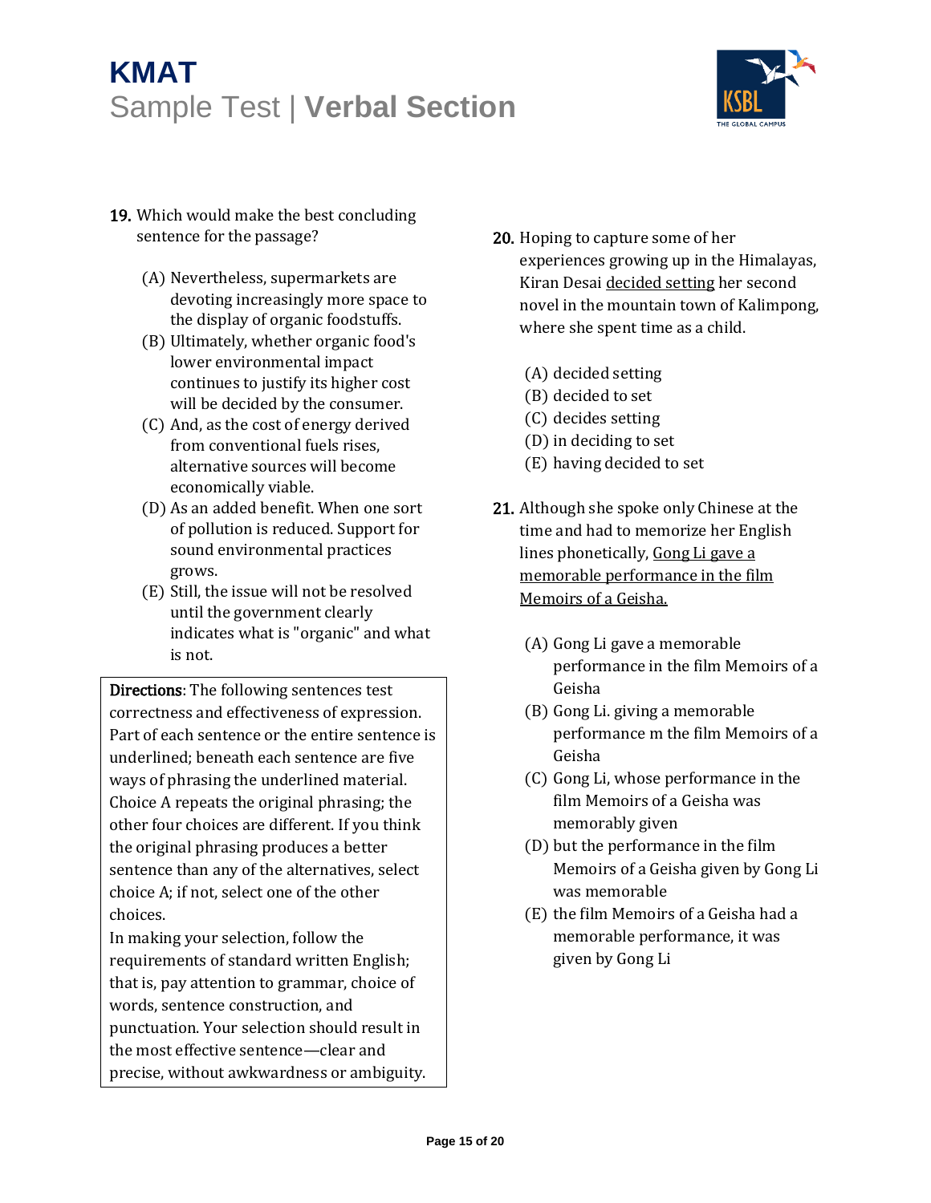19. Which would make the best concluding sentence for the passage?

   (A) Nevertheless, supermarkets are devoting increasingly more space to the display of organic foodstuffs.
   (B) Ultimately, whether organic food's lower environmental impact continues to justify its higher cost will be decided by the consumer.
   (C) And, as the cost of energy derived from conventional fuels rises, alternative sources will become economically viable.
   (D) As an added benefit. When one sort of pollution is reduced. Support for sound environmental practices grows.
   (E) Still, the issue will not be resolved until the government clearly indicates what is "organic" and what is not.

**Directions**: The following sentences test correctness and effectiveness of expression. Part of each sentence or the entire sentence is underlined; beneath each sentence are five ways of phrasing the underlined material. Choice A repeats the original phrasing; the other four choices are different. If you think the original phrasing produces a better sentence than any of the alternatives, select choice A; if not, select one of the other choices.
In making your selection, follow the requirements of standard written English; that is, pay attention to grammar, choice of words, sentence construction, and punctuation. Your selection should result in the most effective sentence—clear and precise, without awkwardness or ambiguity.

20. Hoping to capture some of her experiences growing up in the Himalayas, Kiran Desai <u>decided setting</u> her second novel in the mountain town of Kalimpong, where she spent time as a child.

   (A) decided setting
   (B) decided to set
   (C) decides setting
   (D) in deciding to set
   (E) having decided to set

21. Although she spoke only Chinese at the time and had to memorize her English lines phonetically, <u>Gong Li gave a memorable performance in the film Memoirs of a Geisha.</u>

   (A) Gong Li gave a memorable performance in the film Memoirs of a Geisha
   (B) Gong Li. giving a memorable performance m the film Memoirs of a Geisha
   (C) Gong Li, whose performance in the film Memoirs of a Geisha was memorably given
   (D) but the performance in the film Memoirs of a Geisha given by Gong Li was memorable
   (E) the film Memoirs of a Geisha had a memorable performance, it was given by Gong Li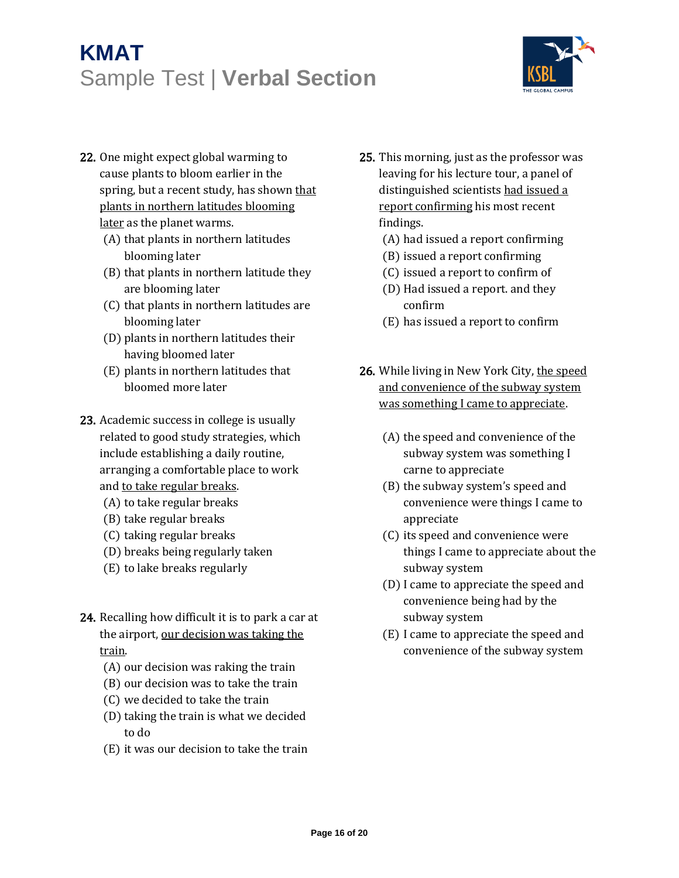22. One might expect global warming to cause plants to bloom earlier in the spring, but a recent study, has shown <u>that plants in northern latitudes blooming later</u> as the planet warms.
   (A) that plants in northern latitudes blooming later
   (B) that plants in northern latitude they are blooming later
   (C) that plants in northern latitudes are blooming later
   (D) plants in northern latitudes their having bloomed later
   (E) plants in northern latitudes that bloomed more later

23. Academic success in college is usually related to good study strategies, which include establishing a daily routine, arranging a comfortable place to work and <u>to take regular breaks</u>.
   (A) to take regular breaks
   (B) take regular breaks
   (C) taking regular breaks
   (D) breaks being regularly taken
   (E) to lake breaks regularly

24. Recalling how difficult it is to park a car at the airport, <u>our decision was taking the train</u>.
   (A) our decision was raking the train
   (B) our decision was to take the train
   (C) we decided to take the train
   (D) taking the train is what we decided to do
   (E) it was our decision to take the train

25. This morning, just as the professor was leaving for his lecture tour, a panel of distinguished scientists <u>had issued a report confirming</u> his most recent findings.
   (A) had issued a report confirming
   (B) issued a report confirming
   (C) issued a report to confirm of
   (D) Had issued a report. and they confirm
   (E) has issued a report to confirm

26. While living in New York City, <u>the speed and convenience of the subway system was something I came to appreciate</u>.
   (A) the speed and convenience of the subway system was something I carne to appreciate
   (B) the subway system's speed and convenience were things I came to appreciate
   (C) its speed and convenience were things I came to appreciate about the subway system
   (D) I came to appreciate the speed and convenience being had by the subway system
   (E) I came to appreciate the speed and convenience of the subway system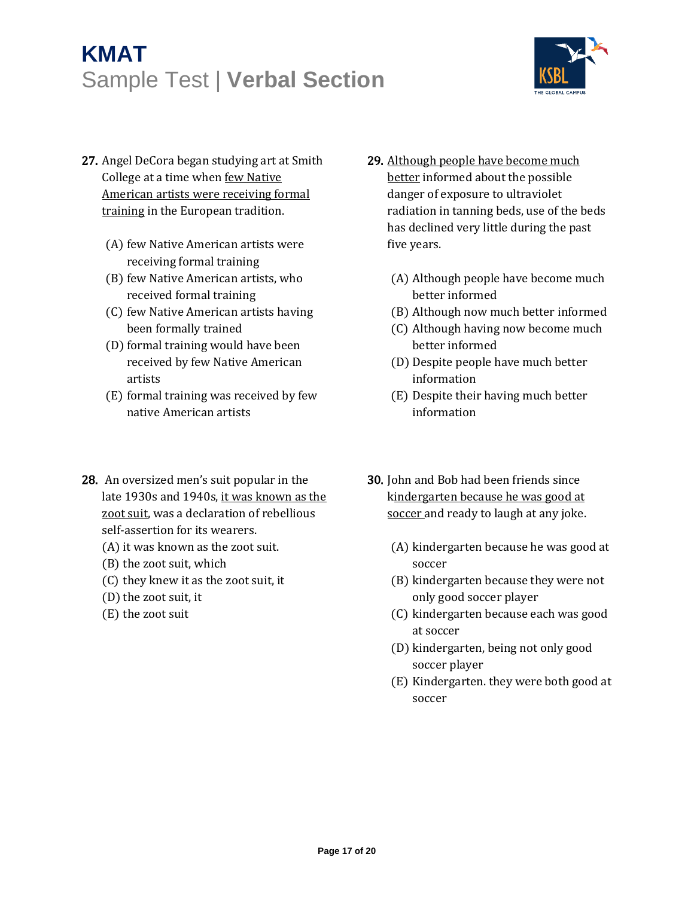27. Angel DeCora began studying art at Smith College at a time when <u>few Native American artists were receiving formal training</u> in the European tradition.

    (A) few Native American artists were receiving formal training
    (B) few Native American artists, who received formal training
    (C) few Native American artists having been formally trained
    (D) formal training would have been received by few Native American artists
    (E) formal training was received by few native American artists

28. An oversized men's suit popular in the late 1930s and 1940s, <u>it was known as the zoot suit</u>, was a declaration of rebellious self-assertion for its wearers.

    (A) it was known as the zoot suit.
    (B) the zoot suit, which
    (C) they knew it as the zoot suit, it
    (D) the zoot suit, it
    (E) the zoot suit

29. <u>Although people have become much better</u> informed about the possible danger of exposure to ultraviolet radiation in tanning beds, use of the beds has declined very little during the past five years.

    (A) Although people have become much better informed
    (B) Although now much better informed
    (C) Although having now become much better informed
    (D) Despite people have much better information
    (E) Despite their having much better information

30. John and Bob had been friends since k<u>indergarten because he was good at soccer</u> and ready to laugh at any joke.

    (A) kindergarten because he was good at soccer
    (B) kindergarten because they were not only good soccer player
    (C) kindergarten because each was good at soccer
    (D) kindergarten, being not only good soccer player
    (E) Kindergarten. they were both good at soccer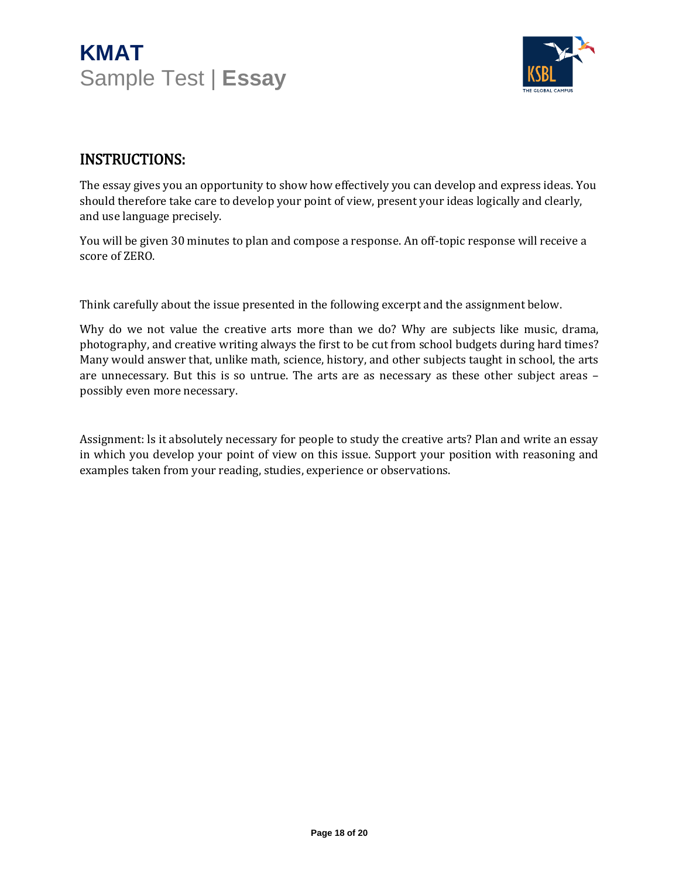# KMAT

Sample Test | **Essay**

## INSTRUCTIONS:

The essay gives you an opportunity to show how effectively you can develop and express ideas. You should therefore take care to develop your point of view, present your ideas logically and clearly, and use language precisely.

You will be given 30 minutes to plan and compose a response. An off-topic response will receive a score of ZERO.

Think carefully about the issue presented in the following excerpt and the assignment below.

Why do we not value the creative arts more than we do? Why are subjects like music, drama, photography, and creative writing always the first to be cut from school budgets during hard times? Many would answer that, unlike math, science, history, and other subjects taught in school, the arts are unnecessary. But this is so untrue. The arts are as necessary as these other subject areas – possibly even more necessary.

Assignment: ls it absolutely necessary for people to study the creative arts? Plan and write an essay in which you develop your point of view on this issue. Support your position with reasoning and examples taken from your reading, studies, experience or observations.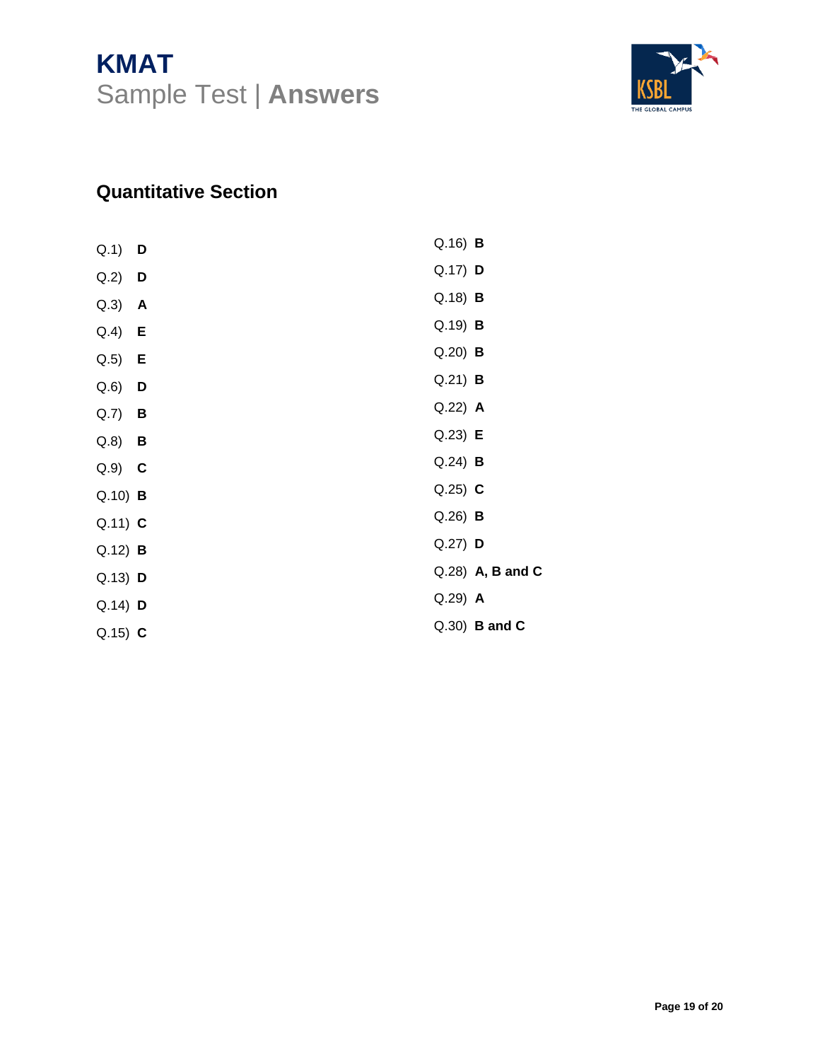# KMAT

Sample Test | **Answers**

## Quantitative Section

Q.1) **D**

Q.2) **D**

Q.3) **A**

Q.4) **E**

Q.5) **E**

Q.6) **D**

Q.7) **B**

Q.8) **B**

Q.9) **C**

Q.10) **B**

Q.11) **C**

Q.12) **B**

Q.13) **D**

Q.14) **D**

Q.15) **C**

Q.16) **B**

Q.17) **D**

Q.18) **B**

Q.19) **B**

Q.20) **B**

Q.21) **B**

Q.22) **A**

Q.23) **E**

Q.24) **B**

Q.25) **C**

Q.26) **B**

Q.27) **D**

Q.28) **A, B and C**

Q.29) **A**

Q.30) **B and C**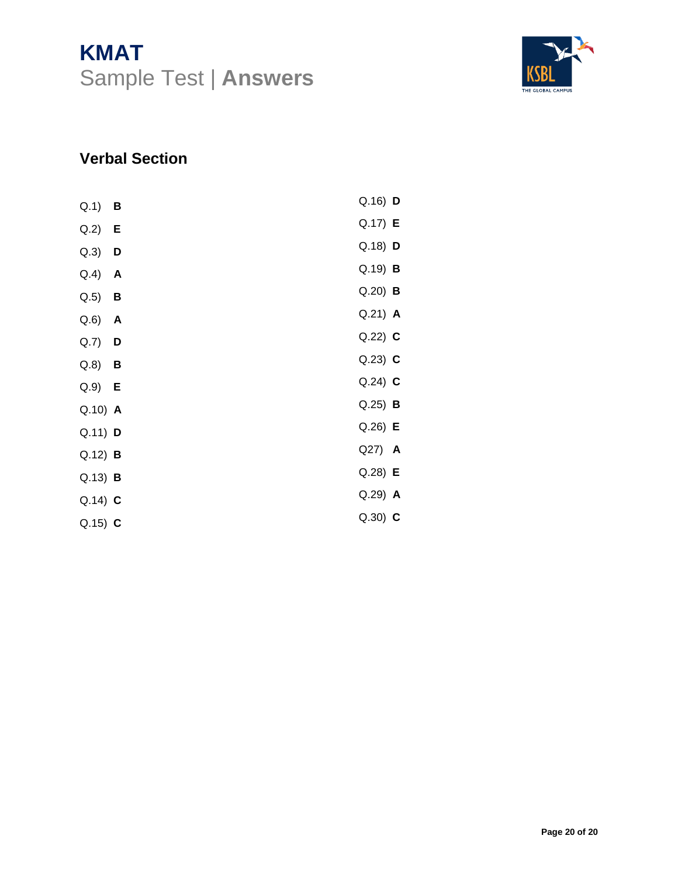# KMAT

## Sample Test | **Answers**

### Verbal Section

Q.1) **B**

Q.2) **E**

Q.3) **D**

Q.4) **A**

Q.5) **B**

Q.6) **A**

Q.7) **D**

Q.8) **B**

Q.9) **E**

Q.10) **A**

Q.11) **D**

Q.12) **B**

Q.13) **B**

Q.14) **C**

Q.15) **C**

Q.16) **D**

Q.17) **E**

Q.18) **D**

Q.19) **B**

Q.20) **B**

Q.21) **A**

Q.22) **C**

Q.23) **C**

Q.24) **C**

Q.25) **B**

Q.26) **E**

Q27) **A**

Q.28) **E**

Q.29) **A**

Q.30) **C**